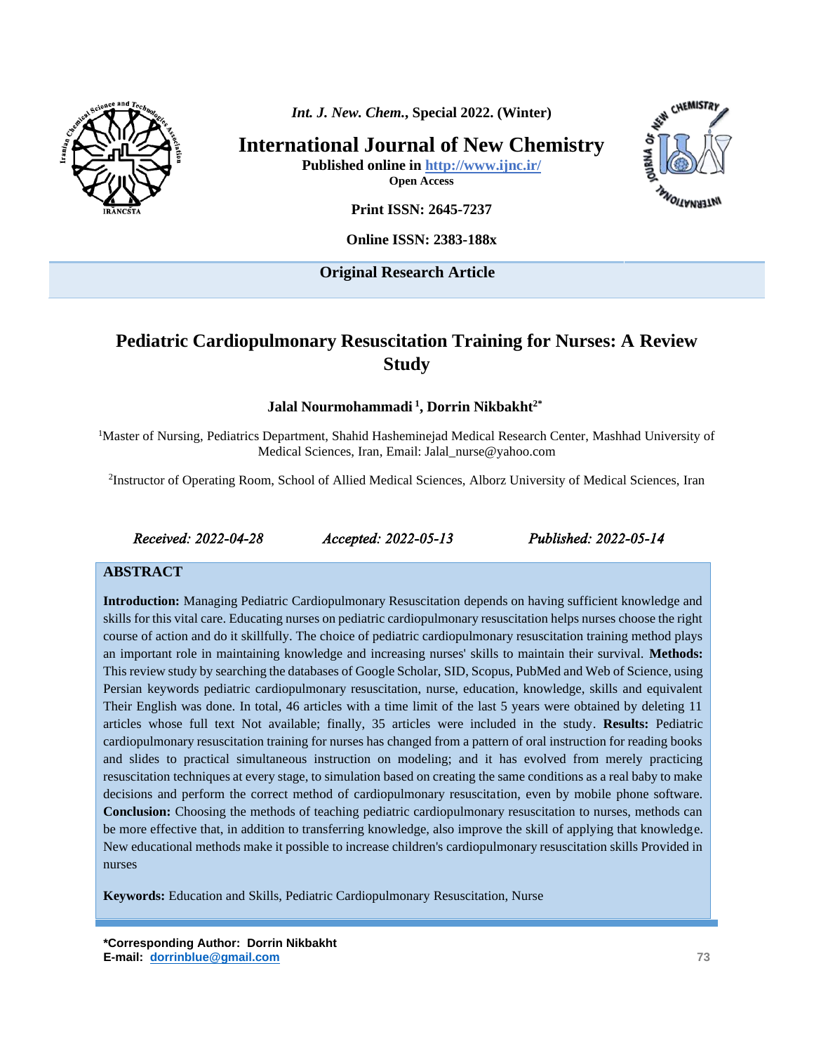**International Journal of New Chemistry**

**Published online in http://www.ijnc.ir/**

**Open Access**

**Print ISSN: 2645-7237**

**Online ISSN: 2383-188x**

**Original Research Article**

# Pediatric Cardiopulmonary Resuscitation Training for Nurses: A Review Study

**Jalal Nourmohammadi [1], Dorrin Nikbakht[2*]**

[1]Master of Nursing, Pediatrics Department, Shahid Hasheminejad Medical Research Center, Mashhad University of Medical Sciences, Iran, Email: Jalal_nurse@yahoo.com

[2]Instructor of Operating Room, School of Allied Medical Sciences, Alborz University of Medical Sciences, Iran

*Received: 2022-04-28* *Accepted: 2022-05-13* *Published: 2022-05-14*

## ABSTRACT

**Introduction:** Managing Pediatric Cardiopulmonary Resuscitation depends on having sufficient knowledge and skills for this vital care. Educating nurses on pediatric cardiopulmonary resuscitation helps nurses choose the right course of action and do it skillfully. The choice of pediatric cardiopulmonary resuscitation training method plays an important role in maintaining knowledge and increasing nurses' skills to maintain their survival. **Methods:** This review study by searching the databases of Google Scholar, SID, Scopus, PubMed and Web of Science, using Persian keywords pediatric cardiopulmonary resuscitation, nurse, education, knowledge, skills and equivalent Their English was done. In total, 46 articles with a time limit of the last 5 years were obtained by deleting 11 articles whose full text Not available; finally, 35 articles were included in the study. **Results:** Pediatric cardiopulmonary resuscitation training for nurses has changed from a pattern of oral instruction for reading books and slides to practical simultaneous instruction on modeling; and it has evolved from merely practicing resuscitation techniques at every stage, to simulation based on creating the same conditions as a real baby to make decisions and perform the correct method of cardiopulmonary resuscitation, even by mobile phone software. **Conclusion:** Choosing the methods of teaching pediatric cardiopulmonary resuscitation to nurses, methods can be more effective that, in addition to transferring knowledge, also improve the skill of applying that knowledge. New educational methods make it possible to increase children's cardiopulmonary resuscitation skills Provided in nurses

**Keywords:** Education and Skills, Pediatric Cardiopulmonary Resuscitation, Nurse

**\*Corresponding Author: Dorrin Nikbakht**
**E-mail: dorrinblue@gmail.com**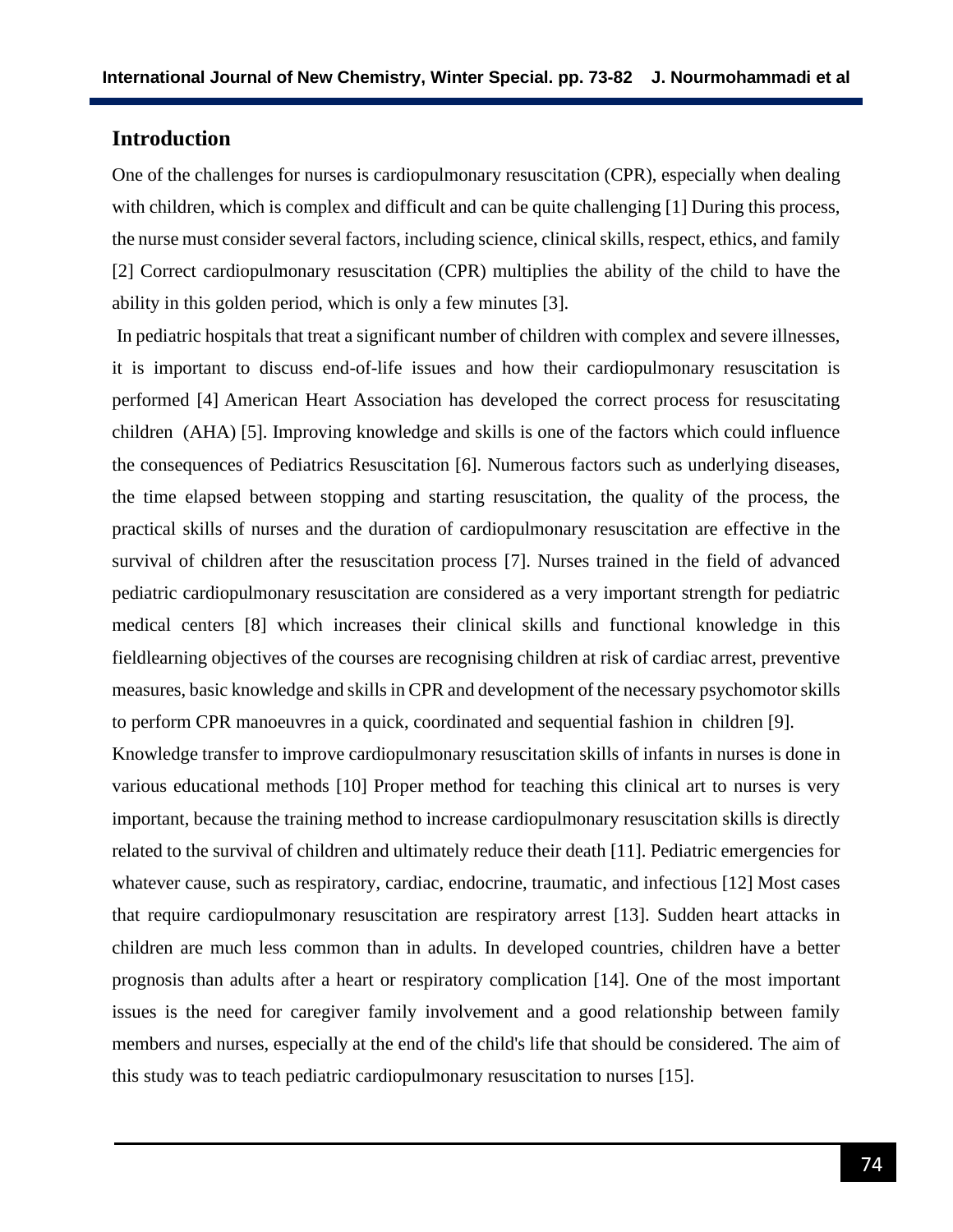## Introduction

One of the challenges for nurses is cardiopulmonary resuscitation (CPR), especially when dealing with children, which is complex and difficult and can be quite challenging [1] During this process, the nurse must consider several factors, including science, clinical skills, respect, ethics, and family [2] Correct cardiopulmonary resuscitation (CPR) multiplies the ability of the child to have the ability in this golden period, which is only a few minutes [3].

In pediatric hospitals that treat a significant number of children with complex and severe illnesses, it is important to discuss end-of-life issues and how their cardiopulmonary resuscitation is performed [4] American Heart Association has developed the correct process for resuscitating children (AHA) [5]. Improving knowledge and skills is one of the factors which could influence the consequences of Pediatrics Resuscitation [6]. Numerous factors such as underlying diseases, the time elapsed between stopping and starting resuscitation, the quality of the process, the practical skills of nurses and the duration of cardiopulmonary resuscitation are effective in the survival of children after the resuscitation process [7]. Nurses trained in the field of advanced pediatric cardiopulmonary resuscitation are considered as a very important strength for pediatric medical centers [8] which increases their clinical skills and functional knowledge in this fieldlearning objectives of the courses are recognising children at risk of cardiac arrest, preventive measures, basic knowledge and skills in CPR and development of the necessary psychomotor skills to perform CPR manoeuvres in a quick, coordinated and sequential fashion in children [9].

Knowledge transfer to improve cardiopulmonary resuscitation skills of infants in nurses is done in various educational methods [10] Proper method for teaching this clinical art to nurses is very important, because the training method to increase cardiopulmonary resuscitation skills is directly related to the survival of children and ultimately reduce their death [11]. Pediatric emergencies for whatever cause, such as respiratory, cardiac, endocrine, traumatic, and infectious [12] Most cases that require cardiopulmonary resuscitation are respiratory arrest [13]. Sudden heart attacks in children are much less common than in adults. In developed countries, children have a better prognosis than adults after a heart or respiratory complication [14]. One of the most important issues is the need for caregiver family involvement and a good relationship between family members and nurses, especially at the end of the child's life that should be considered. The aim of this study was to teach pediatric cardiopulmonary resuscitation to nurses [15].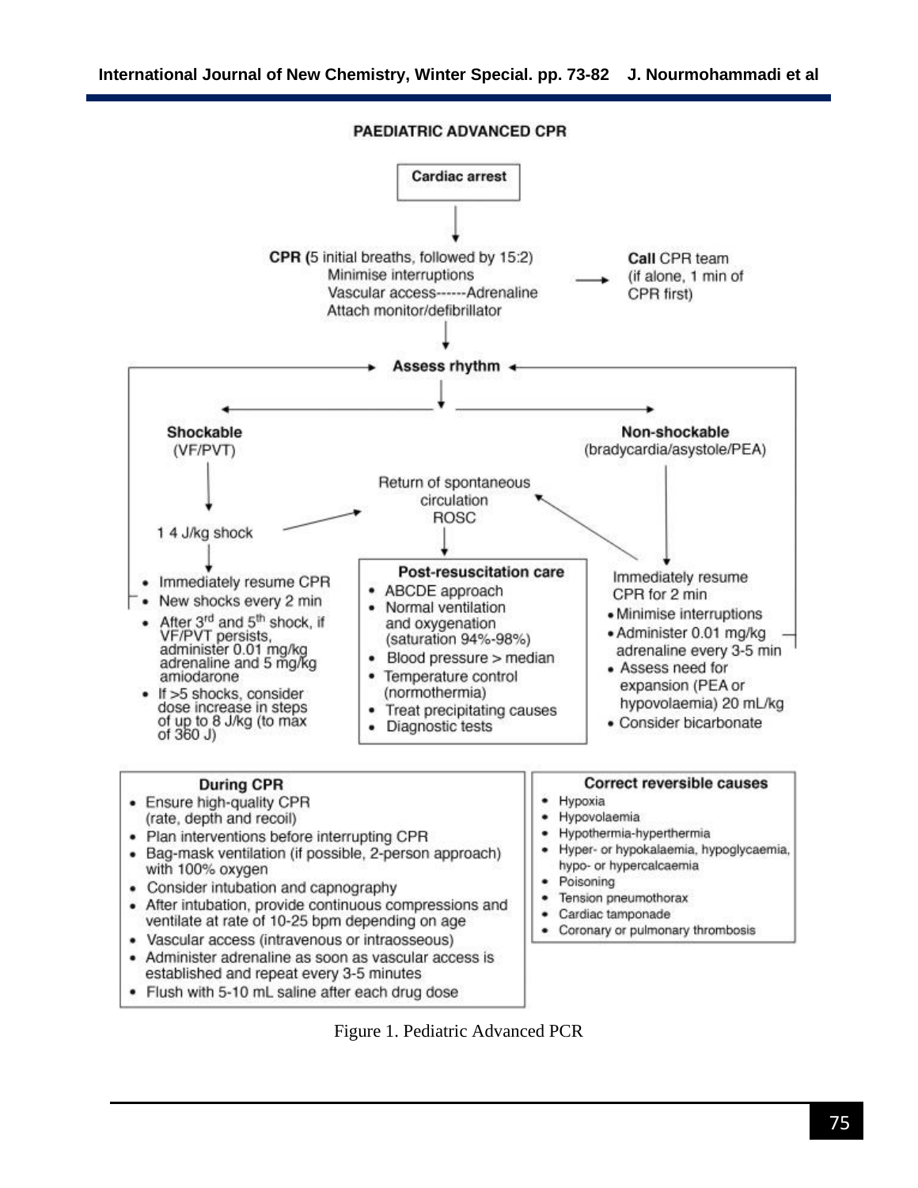PAEDIATRIC ADVANCED CPR

**Cardiac arrest**

**CPR** (5 initial breaths, followed by 15:2)
Minimise interruptions
Vascular access------Adrenaline
Attach monitor/defibrillator

**Call** CPR team (if alone, 1 min of CPR first)

**Assess rhythm**

**Shockable** (VF/PVT)

1 4 J/kg shock

- Immediately resume CPR
- New shocks every 2 min
- After 3rd and 5th shock, if VF/PVT persists, administer 0.01 mg/kg adrenaline and 5 mg/kg amiodarone
- If >5 shocks, consider dose increase in steps of up to 8 J/kg (to max of 360 J)

Return of spontaneous circulation ROSC

**Post-resuscitation care**

- ABCDE approach
- Normal ventilation and oxygenation (saturation 94%-98%)
- Blood pressure > median
- Temperature control (normothermia)
- Treat precipitating causes
- Diagnostic tests

**Non-shockable** (bradycardia/asystole/PEA)

Immediately resume CPR for 2 min

- Minimise interruptions
- Administer 0.01 mg/kg adrenaline every 3-5 min
- Assess need for expansion (PEA or hypovolaemia) 20 mL/kg
- Consider bicarbonate

**During CPR**

- Ensure high-quality CPR (rate, depth and recoil)
- Plan interventions before interrupting CPR
- Bag-mask ventilation (if possible, 2-person approach) with 100% oxygen
- Consider intubation and capnography
- After intubation, provide continuous compressions and ventilate at rate of 10-25 bpm depending on age
- Vascular access (intravenous or intraosseous)
- Administer adrenaline as soon as vascular access is established and repeat every 3-5 minutes
- Flush with 5-10 mL saline after each drug dose

**Correct reversible causes**

- Hypoxia
- Hypovolaemia
- Hypothermia-hyperthermia
- Hyper- or hypokalaemia, hypoglycaemia, hypo- or hypercalcaemia
- Poisoning
- Tension pneumothorax
- Cardiac tamponade
- Coronary or pulmonary thrombosis

Figure 1. Pediatric Advanced PCR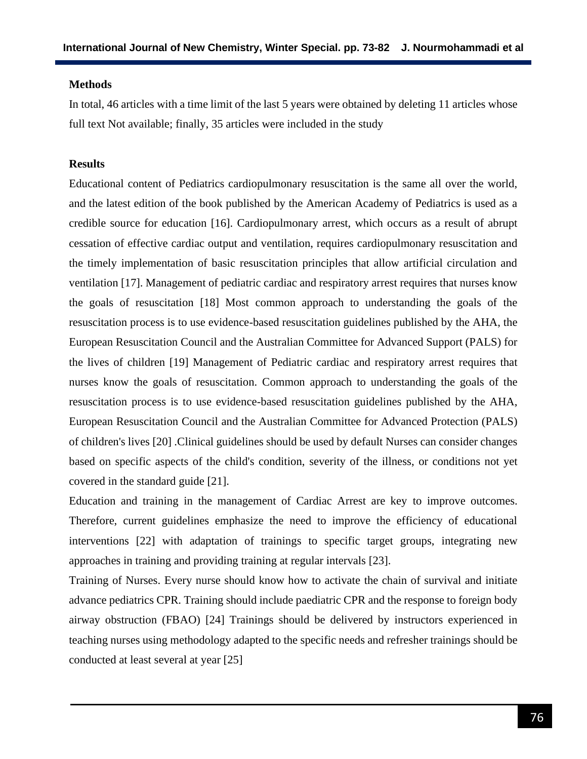## Methods

In total, 46 articles with a time limit of the last 5 years were obtained by deleting 11 articles whose full text Not available; finally, 35 articles were included in the study

## Results

Educational content of Pediatrics cardiopulmonary resuscitation is the same all over the world, and the latest edition of the book published by the American Academy of Pediatrics is used as a credible source for education [16]. Cardiopulmonary arrest, which occurs as a result of abrupt cessation of effective cardiac output and ventilation, requires cardiopulmonary resuscitation and the timely implementation of basic resuscitation principles that allow artificial circulation and ventilation [17]. Management of pediatric cardiac and respiratory arrest requires that nurses know the goals of resuscitation [18] Most common approach to understanding the goals of the resuscitation process is to use evidence-based resuscitation guidelines published by the AHA, the European Resuscitation Council and the Australian Committee for Advanced Support (PALS) for the lives of children [19] Management of Pediatric cardiac and respiratory arrest requires that nurses know the goals of resuscitation. Common approach to understanding the goals of the resuscitation process is to use evidence-based resuscitation guidelines published by the AHA, European Resuscitation Council and the Australian Committee for Advanced Protection (PALS) of children's lives [20] .Clinical guidelines should be used by default Nurses can consider changes based on specific aspects of the child's condition, severity of the illness, or conditions not yet covered in the standard guide [21].

Education and training in the management of Cardiac Arrest are key to improve outcomes. Therefore, current guidelines emphasize the need to improve the efficiency of educational interventions [22] with adaptation of trainings to specific target groups, integrating new approaches in training and providing training at regular intervals [23].

Training of Nurses. Every nurse should know how to activate the chain of survival and initiate advance pediatrics CPR. Training should include paediatric CPR and the response to foreign body airway obstruction (FBAO) [24] Trainings should be delivered by instructors experienced in teaching nurses using methodology adapted to the specific needs and refresher trainings should be conducted at least several at year [25]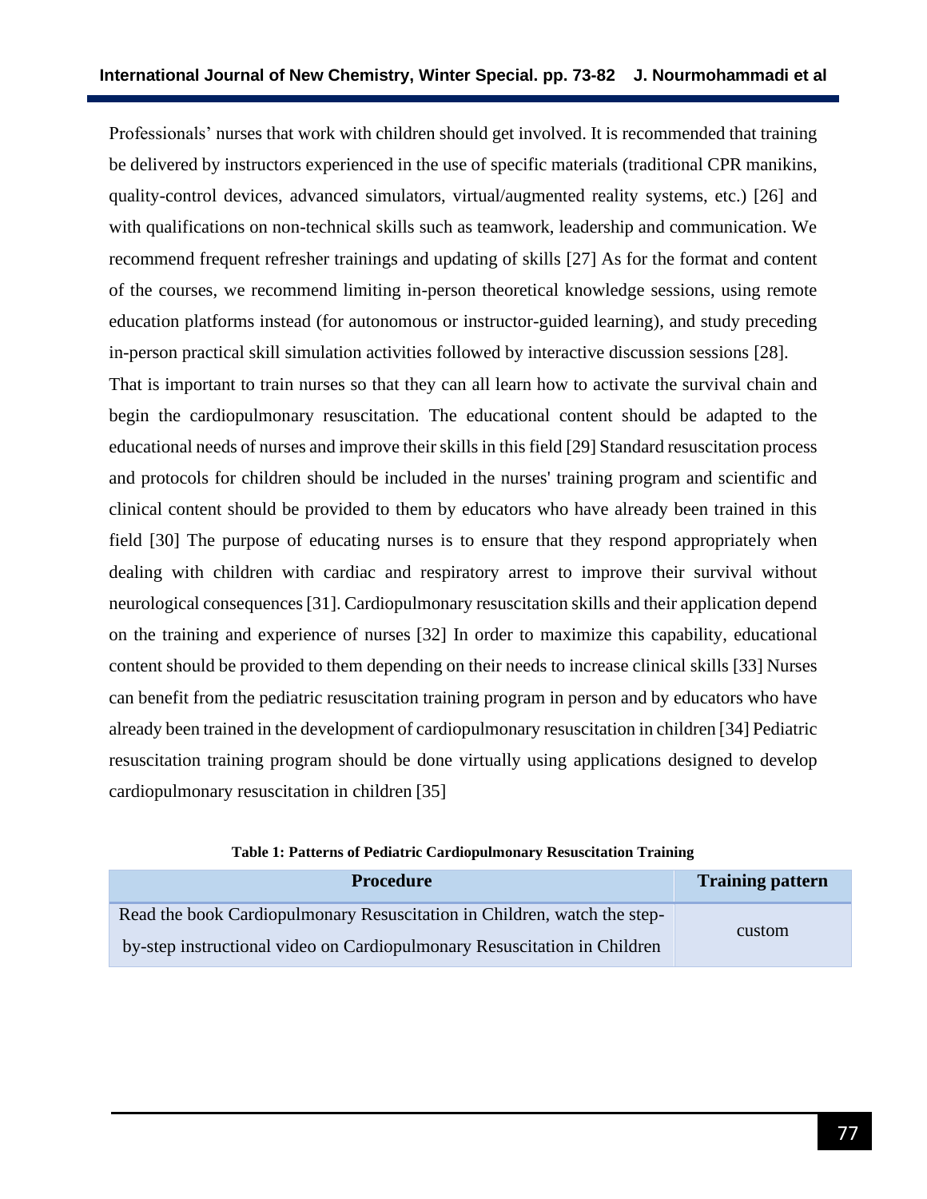Professionals' nurses that work with children should get involved. It is recommended that training be delivered by instructors experienced in the use of specific materials (traditional CPR manikins, quality-control devices, advanced simulators, virtual/augmented reality systems, etc.) [26] and with qualifications on non-technical skills such as teamwork, leadership and communication. We recommend frequent refresher trainings and updating of skills [27] As for the format and content of the courses, we recommend limiting in-person theoretical knowledge sessions, using remote education platforms instead (for autonomous or instructor-guided learning), and study preceding in-person practical skill simulation activities followed by interactive discussion sessions [28].

That is important to train nurses so that they can all learn how to activate the survival chain and begin the cardiopulmonary resuscitation. The educational content should be adapted to the educational needs of nurses and improve their skills in this field [29] Standard resuscitation process and protocols for children should be included in the nurses' training program and scientific and clinical content should be provided to them by educators who have already been trained in this field [30] The purpose of educating nurses is to ensure that they respond appropriately when dealing with children with cardiac and respiratory arrest to improve their survival without neurological consequences [31]. Cardiopulmonary resuscitation skills and their application depend on the training and experience of nurses [32] In order to maximize this capability, educational content should be provided to them depending on their needs to increase clinical skills [33] Nurses can benefit from the pediatric resuscitation training program in person and by educators who have already been trained in the development of cardiopulmonary resuscitation in children [34] Pediatric resuscitation training program should be done virtually using applications designed to develop cardiopulmonary resuscitation in children [35]

**Table 1: Patterns of Pediatric Cardiopulmonary Resuscitation Training**

| Procedure | Training pattern |
|---|---|
| Read the book Cardiopulmonary Resuscitation in Children, watch the step-by-step instructional video on Cardiopulmonary Resuscitation in Children | custom |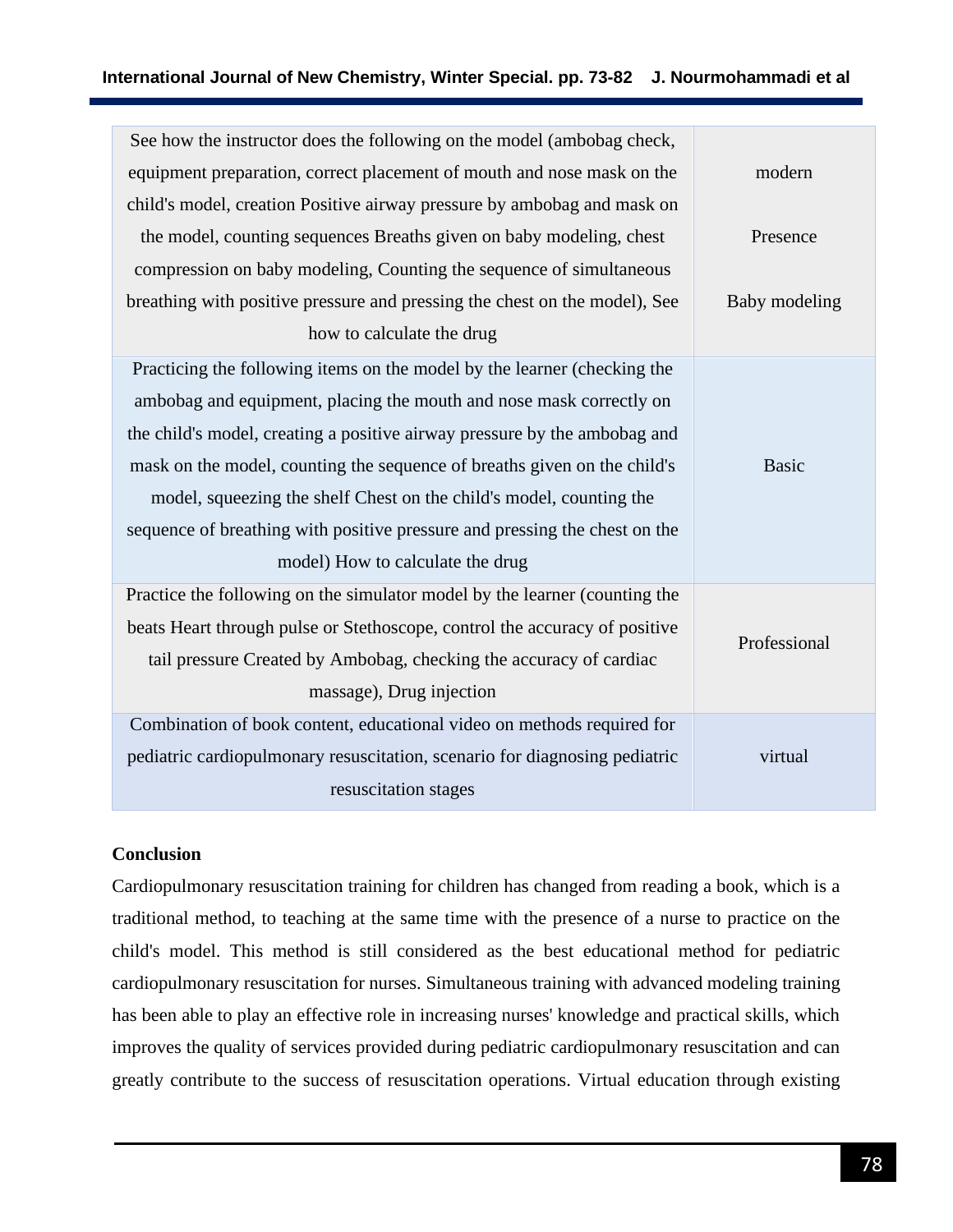| | |
|---|---|
| See how the instructor does the following on the model (ambobag check, equipment preparation, correct placement of mouth and nose mask on the child's model, creation Positive airway pressure by ambobag and mask on the model, counting sequences Breaths given on baby modeling, chest compression on baby modeling, Counting the sequence of simultaneous breathing with positive pressure and pressing the chest on the model), See how to calculate the drug | modern<br><br>Presence<br><br>Baby modeling |
| Practicing the following items on the model by the learner (checking the ambobag and equipment, placing the mouth and nose mask correctly on the child's model, creating a positive airway pressure by the ambobag and mask on the model, counting the sequence of breaths given on the child's model, squeezing the shelf Chest on the child's model, counting the sequence of breathing with positive pressure and pressing the chest on the model) How to calculate the drug | Basic |
| Practice the following on the simulator model by the learner (counting the beats Heart through pulse or Stethoscope, control the accuracy of positive tail pressure Created by Ambobag, checking the accuracy of cardiac massage), Drug injection | Professional |
| Combination of book content, educational video on methods required for pediatric cardiopulmonary resuscitation, scenario for diagnosing pediatric resuscitation stages | virtual |

**Conclusion**

Cardiopulmonary resuscitation training for children has changed from reading a book, which is a traditional method, to teaching at the same time with the presence of a nurse to practice on the child's model. This method is still considered as the best educational method for pediatric cardiopulmonary resuscitation for nurses. Simultaneous training with advanced modeling training has been able to play an effective role in increasing nurses' knowledge and practical skills, which improves the quality of services provided during pediatric cardiopulmonary resuscitation and can greatly contribute to the success of resuscitation operations. Virtual education through existing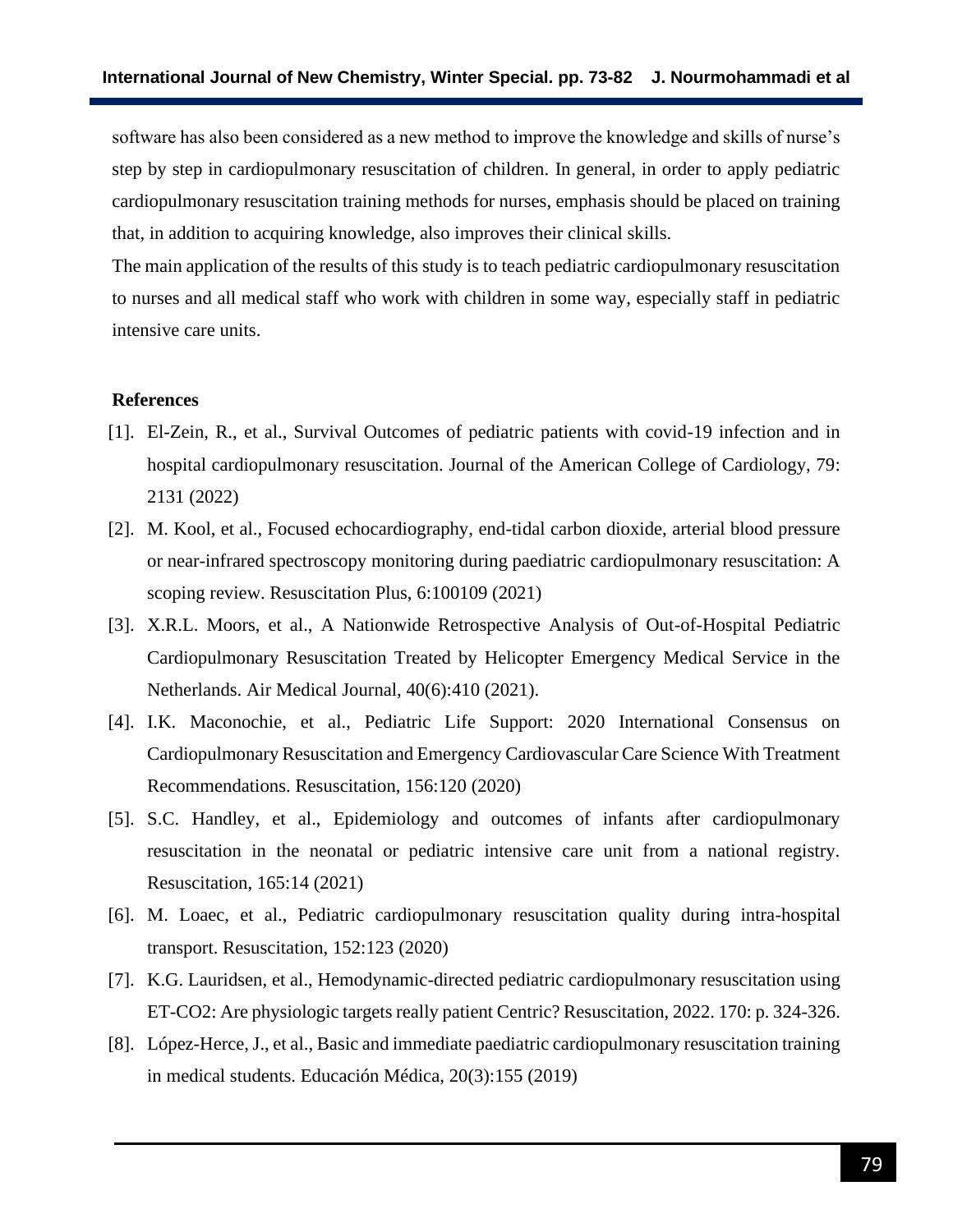software has also been considered as a new method to improve the knowledge and skills of nurse's step by step in cardiopulmonary resuscitation of children. In general, in order to apply pediatric cardiopulmonary resuscitation training methods for nurses, emphasis should be placed on training that, in addition to acquiring knowledge, also improves their clinical skills.

The main application of the results of this study is to teach pediatric cardiopulmonary resuscitation to nurses and all medical staff who work with children in some way, especially staff in pediatric intensive care units.

## References

[1]. El-Zein, R., et al., Survival Outcomes of pediatric patients with covid-19 infection and in hospital cardiopulmonary resuscitation. Journal of the American College of Cardiology, 79: 2131 (2022)

[2]. M. Kool, et al., Focused echocardiography, end-tidal carbon dioxide, arterial blood pressure or near-infrared spectroscopy monitoring during paediatric cardiopulmonary resuscitation: A scoping review. Resuscitation Plus, 6:100109 (2021)

[3]. X.R.L. Moors, et al., A Nationwide Retrospective Analysis of Out-of-Hospital Pediatric Cardiopulmonary Resuscitation Treated by Helicopter Emergency Medical Service in the Netherlands. Air Medical Journal, 40(6):410 (2021).

[4]. I.K. Maconochie, et al., Pediatric Life Support: 2020 International Consensus on Cardiopulmonary Resuscitation and Emergency Cardiovascular Care Science With Treatment Recommendations. Resuscitation, 156:120 (2020)

[5]. S.C. Handley, et al., Epidemiology and outcomes of infants after cardiopulmonary resuscitation in the neonatal or pediatric intensive care unit from a national registry. Resuscitation, 165:14 (2021)

[6]. M. Loaec, et al., Pediatric cardiopulmonary resuscitation quality during intra-hospital transport. Resuscitation, 152:123 (2020)

[7]. K.G. Lauridsen, et al., Hemodynamic-directed pediatric cardiopulmonary resuscitation using ET-CO2: Are physiologic targets really patient Centric? Resuscitation, 2022. 170: p. 324-326.

[8]. López-Herce, J., et al., Basic and immediate paediatric cardiopulmonary resuscitation training in medical students. Educación Médica, 20(3):155 (2019)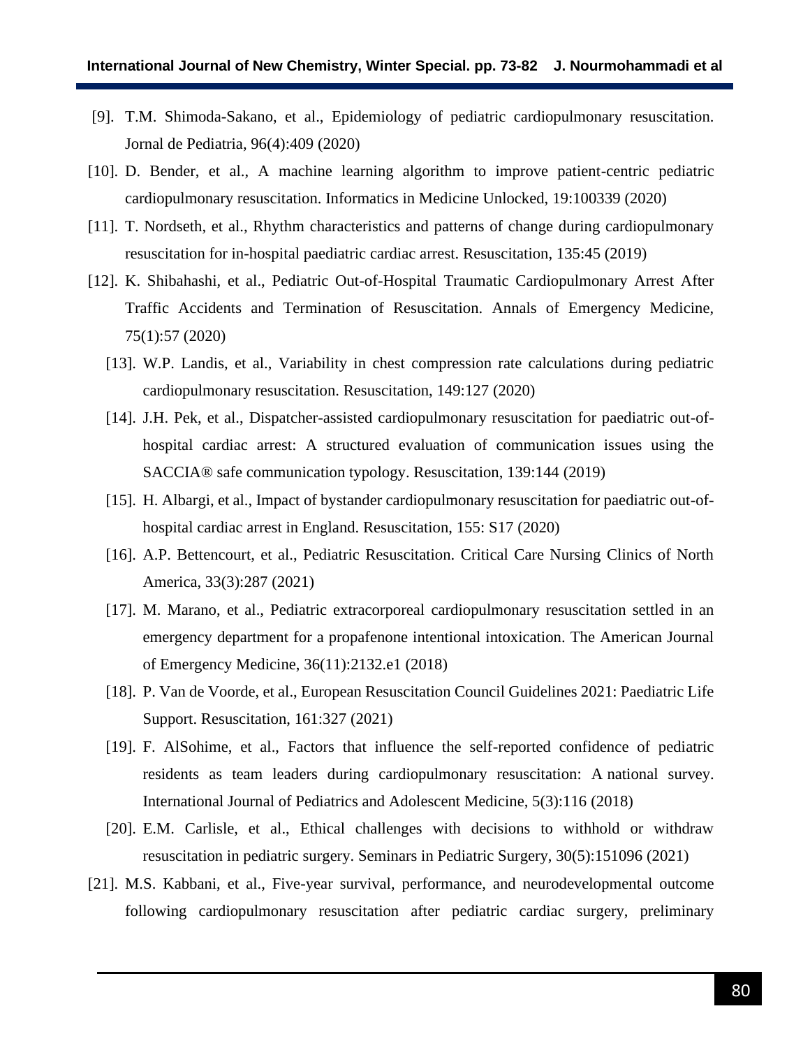[9]. T.M. Shimoda-Sakano, et al., Epidemiology of pediatric cardiopulmonary resuscitation. Jornal de Pediatria, 96(4):409 (2020)

[10]. D. Bender, et al., A machine learning algorithm to improve patient-centric pediatric cardiopulmonary resuscitation. Informatics in Medicine Unlocked, 19:100339 (2020)

[11]. T. Nordseth, et al., Rhythm characteristics and patterns of change during cardiopulmonary resuscitation for in-hospital paediatric cardiac arrest. Resuscitation, 135:45 (2019)

[12]. K. Shibahashi, et al., Pediatric Out-of-Hospital Traumatic Cardiopulmonary Arrest After Traffic Accidents and Termination of Resuscitation. Annals of Emergency Medicine, 75(1):57 (2020)

[13]. W.P. Landis, et al., Variability in chest compression rate calculations during pediatric cardiopulmonary resuscitation. Resuscitation, 149:127 (2020)

[14]. J.H. Pek, et al., Dispatcher-assisted cardiopulmonary resuscitation for paediatric out-of-hospital cardiac arrest: A structured evaluation of communication issues using the SACCIA® safe communication typology. Resuscitation, 139:144 (2019)

[15]. H. Albargi, et al., Impact of bystander cardiopulmonary resuscitation for paediatric out-of-hospital cardiac arrest in England. Resuscitation, 155: S17 (2020)

[16]. A.P. Bettencourt, et al., Pediatric Resuscitation. Critical Care Nursing Clinics of North America, 33(3):287 (2021)

[17]. M. Marano, et al., Pediatric extracorporeal cardiopulmonary resuscitation settled in an emergency department for a propafenone intentional intoxication. The American Journal of Emergency Medicine, 36(11):2132.e1 (2018)

[18]. P. Van de Voorde, et al., European Resuscitation Council Guidelines 2021: Paediatric Life Support. Resuscitation, 161:327 (2021)

[19]. F. AlSohime, et al., Factors that influence the self-reported confidence of pediatric residents as team leaders during cardiopulmonary resuscitation: A national survey. International Journal of Pediatrics and Adolescent Medicine, 5(3):116 (2018)

[20]. E.M. Carlisle, et al., Ethical challenges with decisions to withhold or withdraw resuscitation in pediatric surgery. Seminars in Pediatric Surgery, 30(5):151096 (2021)

[21]. M.S. Kabbani, et al., Five-year survival, performance, and neurodevelopmental outcome following cardiopulmonary resuscitation after pediatric cardiac surgery, preliminary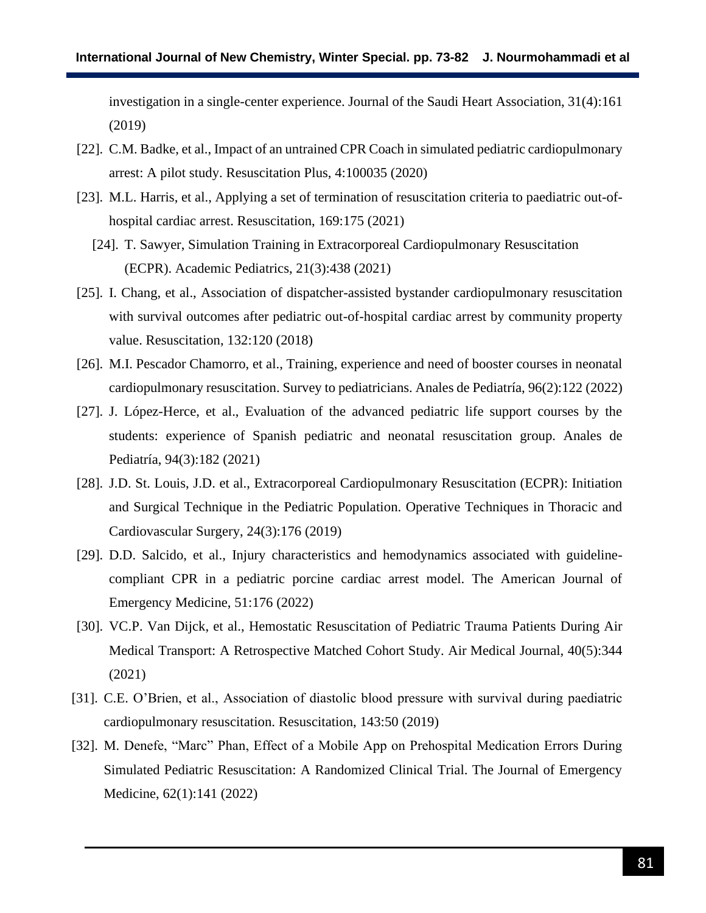investigation in a single-center experience. Journal of the Saudi Heart Association, 31(4):161 (2019)

[22]. C.M. Badke, et al., Impact of an untrained CPR Coach in simulated pediatric cardiopulmonary arrest: A pilot study. Resuscitation Plus, 4:100035 (2020)

[23]. M.L. Harris, et al., Applying a set of termination of resuscitation criteria to paediatric out-of-hospital cardiac arrest. Resuscitation, 169:175 (2021)

[24]. T. Sawyer, Simulation Training in Extracorporeal Cardiopulmonary Resuscitation (ECPR). Academic Pediatrics, 21(3):438 (2021)

[25]. I. Chang, et al., Association of dispatcher-assisted bystander cardiopulmonary resuscitation with survival outcomes after pediatric out-of-hospital cardiac arrest by community property value. Resuscitation, 132:120 (2018)

[26]. M.I. Pescador Chamorro, et al., Training, experience and need of booster courses in neonatal cardiopulmonary resuscitation. Survey to pediatricians. Anales de Pediatría, 96(2):122 (2022)

[27]. J. López-Herce, et al., Evaluation of the advanced pediatric life support courses by the students: experience of Spanish pediatric and neonatal resuscitation group. Anales de Pediatría, 94(3):182 (2021)

[28]. J.D. St. Louis, J.D. et al., Extracorporeal Cardiopulmonary Resuscitation (ECPR): Initiation and Surgical Technique in the Pediatric Population. Operative Techniques in Thoracic and Cardiovascular Surgery, 24(3):176 (2019)

[29]. D.D. Salcido, et al., Injury characteristics and hemodynamics associated with guideline-compliant CPR in a pediatric porcine cardiac arrest model. The American Journal of Emergency Medicine, 51:176 (2022)

[30]. VC.P. Van Dijck, et al., Hemostatic Resuscitation of Pediatric Trauma Patients During Air Medical Transport: A Retrospective Matched Cohort Study. Air Medical Journal, 40(5):344 (2021)

[31]. C.E. O'Brien, et al., Association of diastolic blood pressure with survival during paediatric cardiopulmonary resuscitation. Resuscitation, 143:50 (2019)

[32]. M. Denefe, "Marc" Phan, Effect of a Mobile App on Prehospital Medication Errors During Simulated Pediatric Resuscitation: A Randomized Clinical Trial. The Journal of Emergency Medicine, 62(1):141 (2022)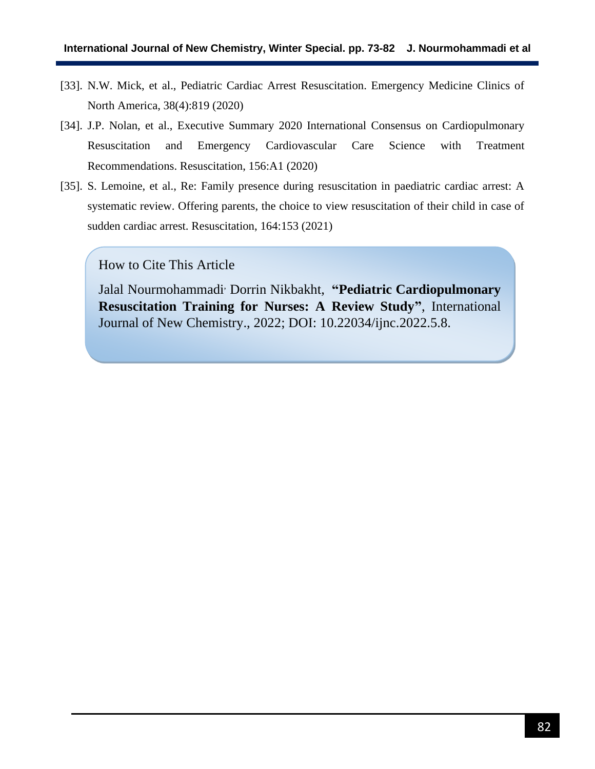[33]. N.W. Mick, et al., Pediatric Cardiac Arrest Resuscitation. Emergency Medicine Clinics of North America, 38(4):819 (2020)

[34]. J.P. Nolan, et al., Executive Summary 2020 International Consensus on Cardiopulmonary Resuscitation and Emergency Cardiovascular Care Science with Treatment Recommendations. Resuscitation, 156:A1 (2020)

[35]. S. Lemoine, et al., Re: Family presence during resuscitation in paediatric cardiac arrest: A systematic review. Offering parents, the choice to view resuscitation of their child in case of sudden cardiac arrest. Resuscitation, 164:153 (2021)

How to Cite This Article

Jalal Nourmohammadi, Dorrin Nikbakht, **"Pediatric Cardiopulmonary Resuscitation Training for Nurses: A Review Study"**, International Journal of New Chemistry., 2022; DOI: 10.22034/ijnc.2022.5.8.